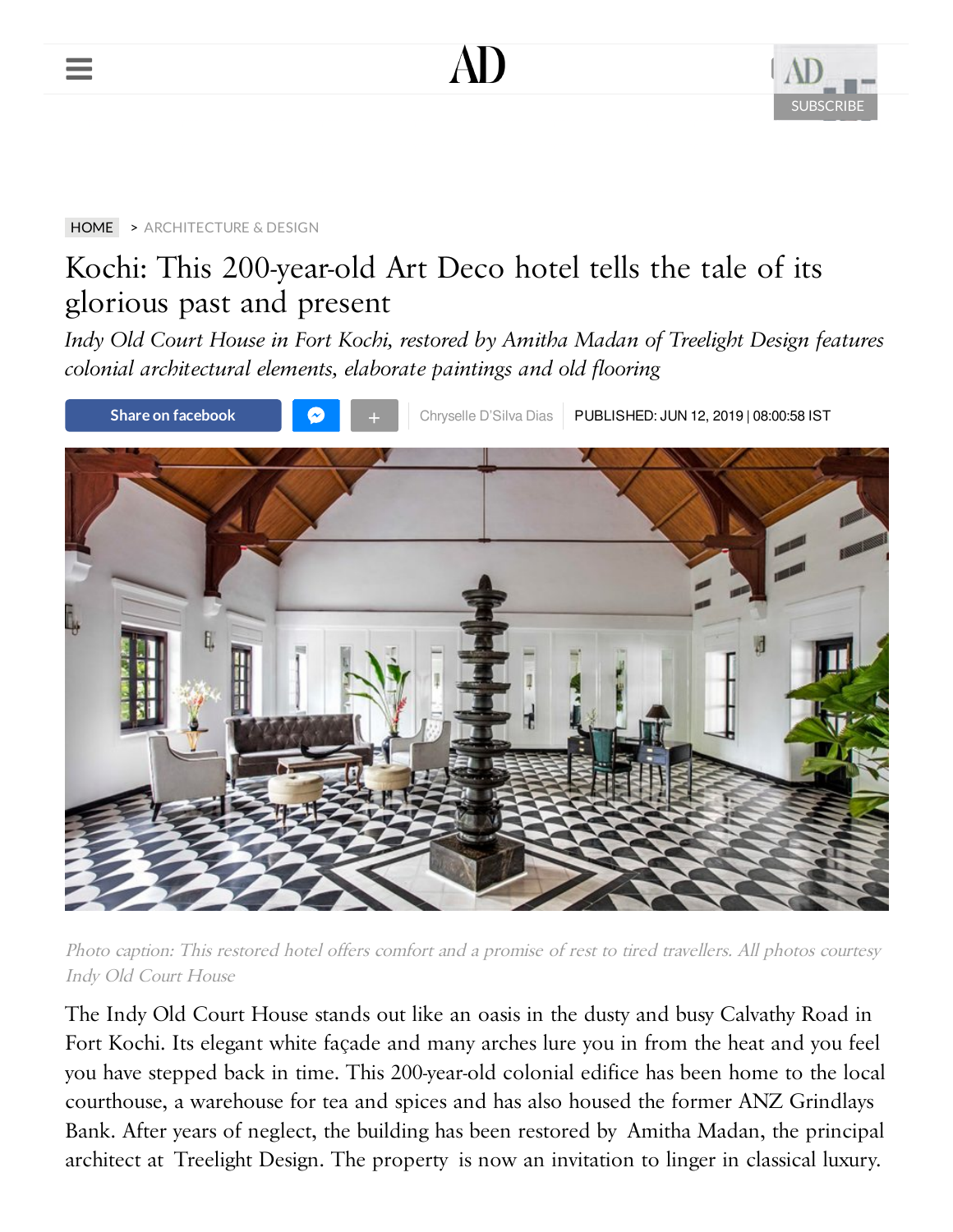HOME > ARCHITECTURE & DESIGN

# Kochi: This 200-year-old Art Deco hotel tells the tale of its glorious past and present

*Indy Old Court House in Fort Kochi, restored by Amitha Madan of Treelight Design features colonial architectural elements, elaborate paintings and old flooring*

Chryselle D'Silva Dias | PUBLISHED: JUN 12, 2019 | 08:00:58 IST

*Photo caption: This restored hotel offers comfort and a promise of rest to tired travellers. All photos courtesy Indy Old Court House*

The Indy Old Court House stands out like an oasis in the dusty and busy Calvathy Road in Fort Kochi. Its elegant white façade and many arches lure you in from the heat and you feel you have stepped back in time. This 200-year-old colonial edifice has been home to the local courthouse, a warehouse for tea and spices and has also housed the former ANZ Grindlays Bank. After years of neglect, the building has been restored by Amitha Madan, the principal architect at Treelight Design. The property is now an invitation to linger in classical luxury.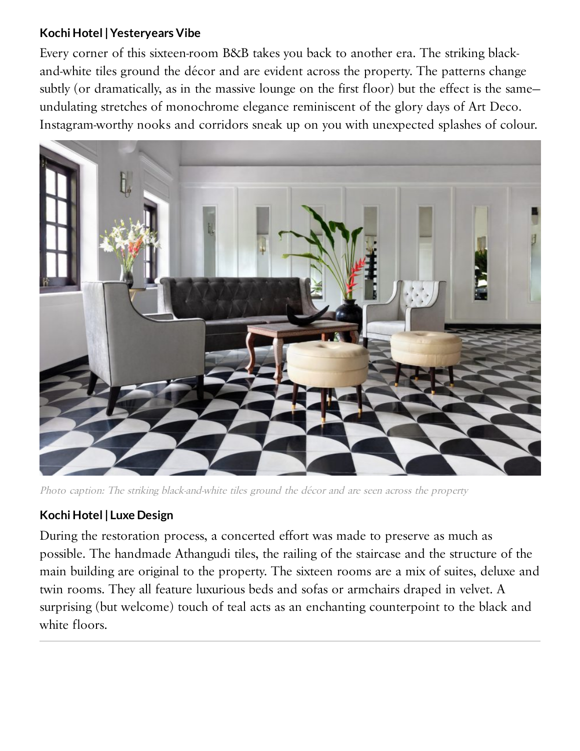### Kochi Hotel | Yesteryears Vibe

Every corner of this sixteen-room B&B takes you back to another era. The striking black-and-white tiles ground the décor and are evident across the property. The patterns change subtly (or dramatically, as in the massive lounge on the first floor) but the effect is the same—undulating stretches of monochrome elegance reminiscent of the glory days of Art Deco. Instagram-worthy nooks and corridors sneak up on you with unexpected splashes of colour.

*Photo caption: The striking black-and-white tiles ground the décor and are seen across the property*

### Kochi Hotel | Luxe Design

During the restoration process, a concerted effort was made to preserve as much as possible. The handmade Athangudi tiles, the railing of the staircase and the structure of the main building are original to the property. The sixteen rooms are a mix of suites, deluxe and twin rooms. They all feature luxurious beds and sofas or armchairs draped in velvet. A surprising (but welcome) touch of teal acts as an enchanting counterpoint to the black and white floors.

---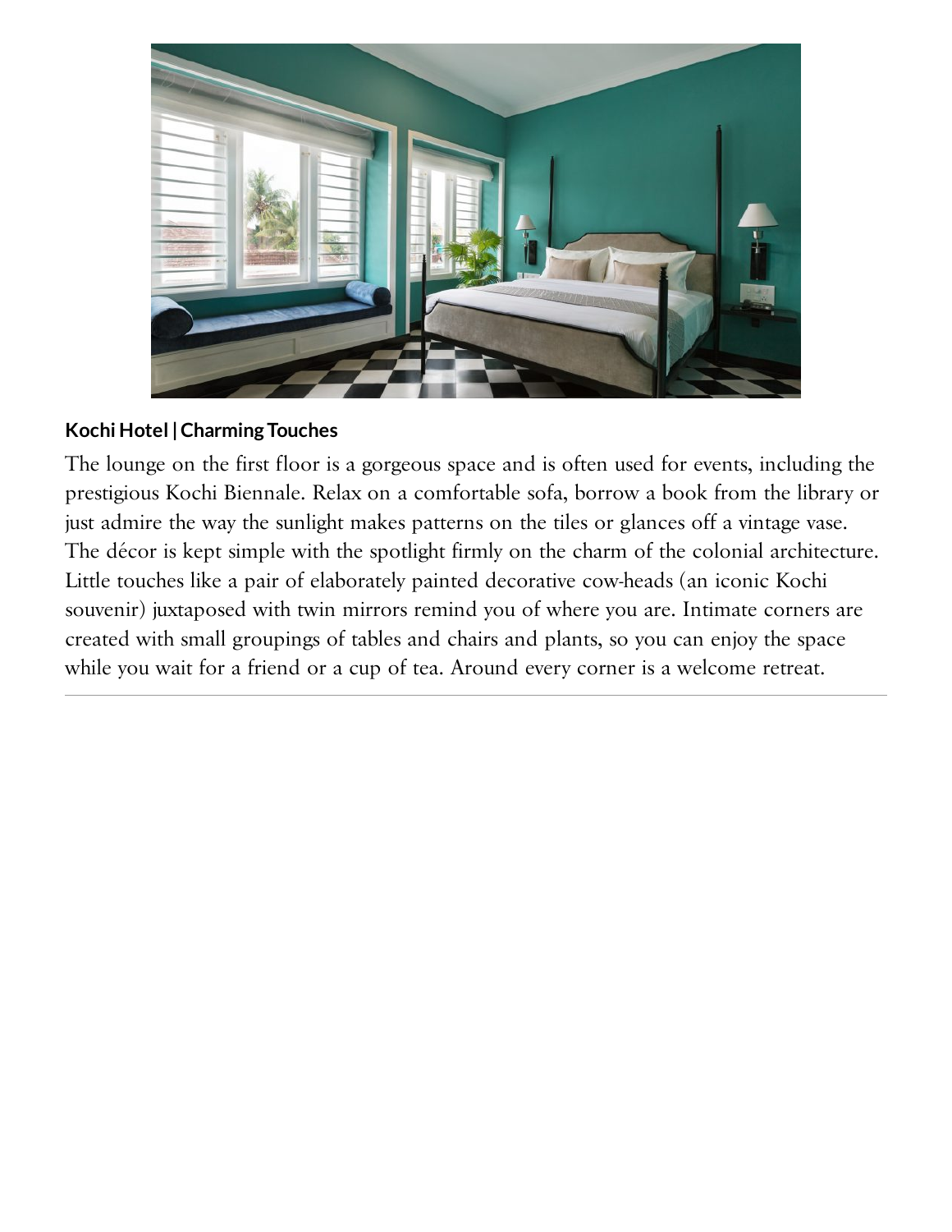**Kochi Hotel | Charming Touches**

The lounge on the first floor is a gorgeous space and is often used for events, including the prestigious Kochi Biennale. Relax on a comfortable sofa, borrow a book from the library or just admire the way the sunlight makes patterns on the tiles or glances off a vintage vase. The décor is kept simple with the spotlight firmly on the charm of the colonial architecture. Little touches like a pair of elaborately painted decorative cow-heads (an iconic Kochi souvenir) juxtaposed with twin mirrors remind you of where you are. Intimate corners are created with small groupings of tables and chairs and plants, so you can enjoy the space while you wait for a friend or a cup of tea. Around every corner is a welcome retreat.

---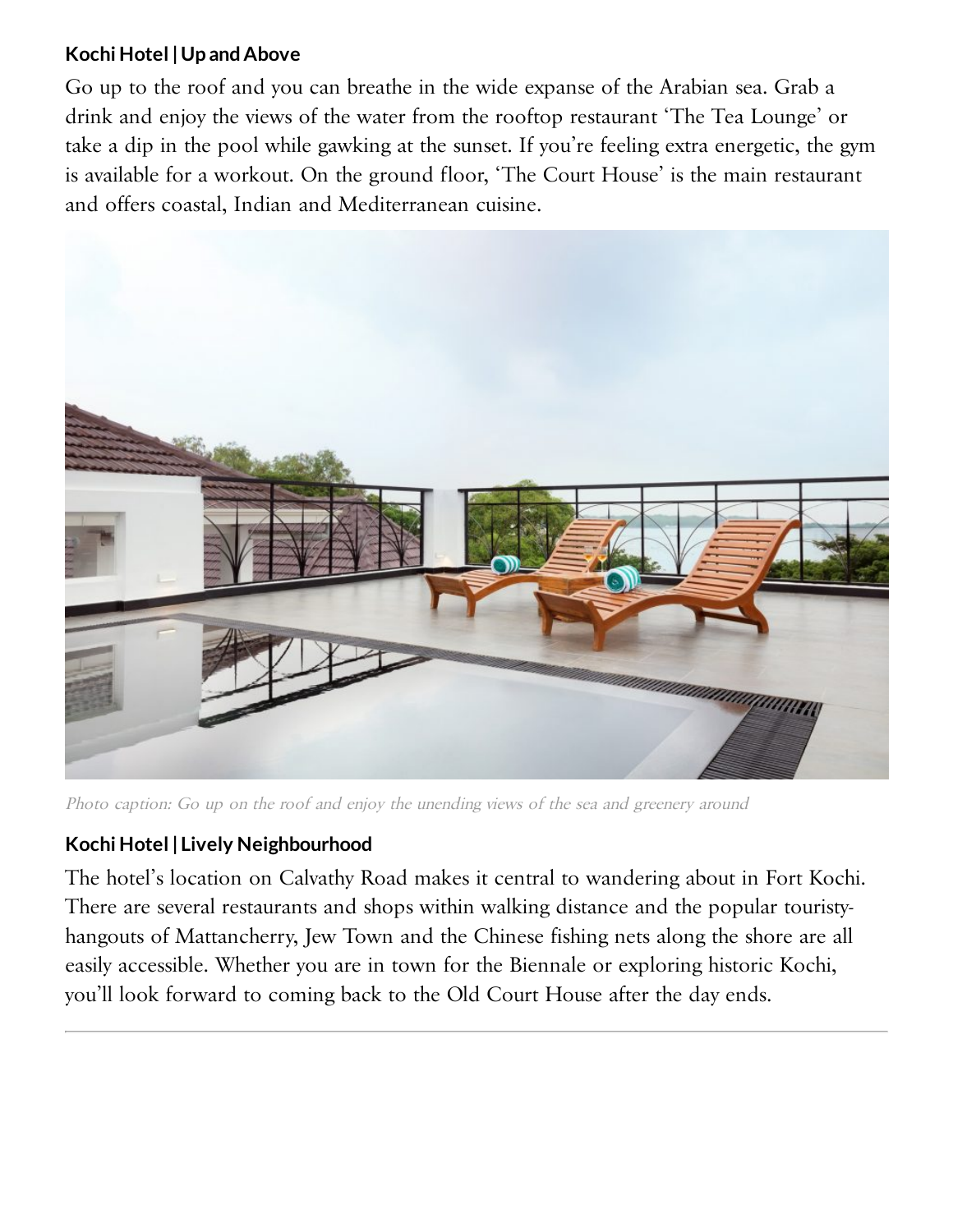**Kochi Hotel | Up and Above**

Go up to the roof and you can breathe in the wide expanse of the Arabian sea. Grab a drink and enjoy the views of the water from the rooftop restaurant 'The Tea Lounge' or take a dip in the pool while gawking at the sunset. If you're feeling extra energetic, the gym is available for a workout. On the ground floor, 'The Court House' is the main restaurant and offers coastal, Indian and Mediterranean cuisine.

*Photo caption: Go up on the roof and enjoy the unending views of the sea and greenery around*

**Kochi Hotel | Lively Neighbourhood**

The hotel's location on Calvathy Road makes it central to wandering about in Fort Kochi. There are several restaurants and shops within walking distance and the popular touristy-hangouts of Mattancherry, Jew Town and the Chinese fishing nets along the shore are all easily accessible. Whether you are in town for the Biennale or exploring historic Kochi, you'll look forward to coming back to the Old Court House after the day ends.